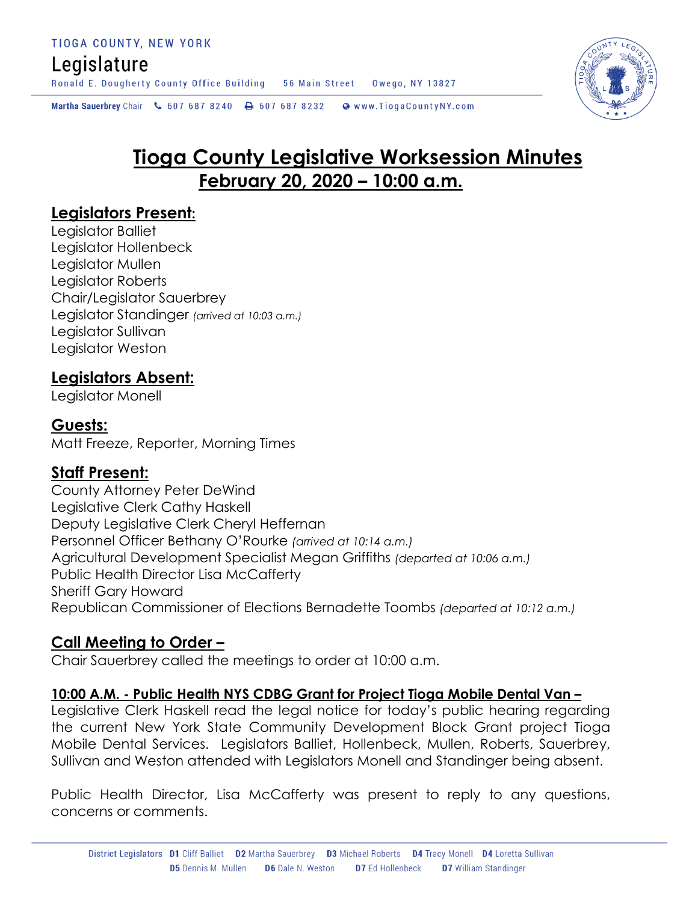TIOGA COUNTY, NEW YORK

Legislature

Ronald E. Dougherty County Office Building 56 Main Street Owego, NY 13827

Martha Sauerbrey Chair 607 687 8240 607 687 8232 www.TiogaCountyNY.com

# Tioga County Legislative Worksession Minutes

## February 20, 2020 – 10:00 a.m.

### Legislators Present:

Legislator Balliet
Legislator Hollenbeck
Legislator Mullen
Legislator Roberts
Chair/Legislator Sauerbrey
Legislator Standinger *(arrived at 10:03 a.m.)*
Legislator Sullivan
Legislator Weston

### Legislators Absent:

Legislator Monell

### Guests:

Matt Freeze, Reporter, Morning Times

### Staff Present:

County Attorney Peter DeWind
Legislative Clerk Cathy Haskell
Deputy Legislative Clerk Cheryl Heffernan
Personnel Officer Bethany O'Rourke *(arrived at 10:14 a.m.)*
Agricultural Development Specialist Megan Griffiths *(departed at 10:06 a.m.)*
Public Health Director Lisa McCafferty
Sheriff Gary Howard
Republican Commissioner of Elections Bernadette Toombs *(departed at 10:12 a.m.)*

### Call Meeting to Order –

Chair Sauerbrey called the meetings to order at 10:00 a.m.

**10:00 A.M. - Public Health NYS CDBG Grant for Project Tioga Mobile Dental Van –**

Legislative Clerk Haskell read the legal notice for today's public hearing regarding the current New York State Community Development Block Grant project Tioga Mobile Dental Services. Legislators Balliet, Hollenbeck, Mullen, Roberts, Sauerbrey, Sullivan and Weston attended with Legislators Monell and Standinger being absent.

Public Health Director, Lisa McCafferty was present to reply to any questions, concerns or comments.

District Legislators D1 Cliff Balliet D2 Martha Sauerbrey D3 Michael Roberts D4 Tracy Monell D4 Loretta Sullivan D5 Dennis M. Mullen D6 Dale N. Weston D7 Ed Hollenbeck D7 William Standinger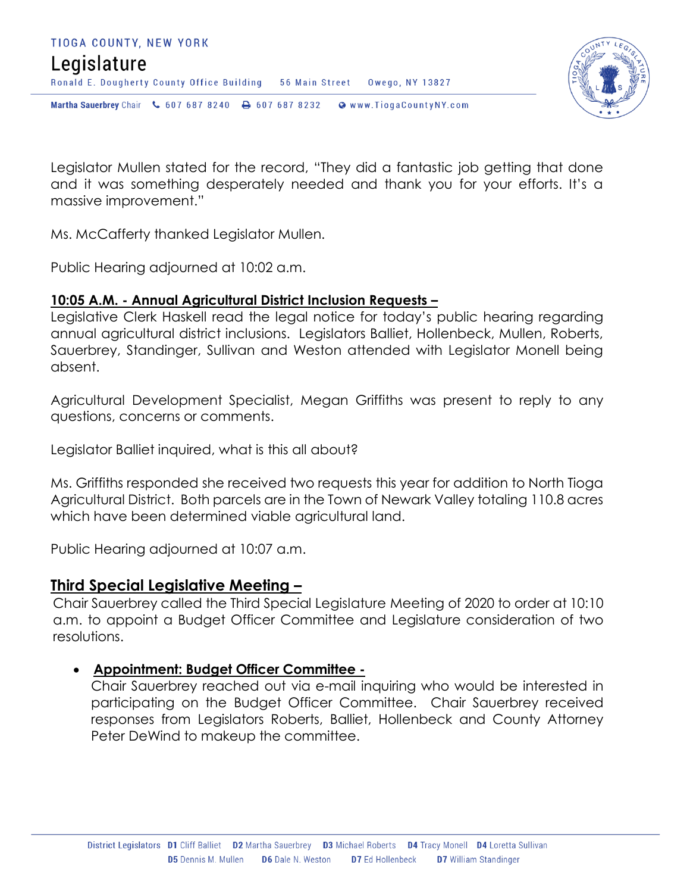Legislator Mullen stated for the record, "They did a fantastic job getting that done and it was something desperately needed and thank you for your efforts. It's a massive improvement."

Ms. McCafferty thanked Legislator Mullen.

Public Hearing adjourned at 10:02 a.m.

**10:05 A.M. - Annual Agricultural District Inclusion Requests –**

Legislative Clerk Haskell read the legal notice for today's public hearing regarding annual agricultural district inclusions. Legislators Balliet, Hollenbeck, Mullen, Roberts, Sauerbrey, Standinger, Sullivan and Weston attended with Legislator Monell being absent.

Agricultural Development Specialist, Megan Griffiths was present to reply to any questions, concerns or comments.

Legislator Balliet inquired, what is this all about?

Ms. Griffiths responded she received two requests this year for addition to North Tioga Agricultural District. Both parcels are in the Town of Newark Valley totaling 110.8 acres which have been determined viable agricultural land.

Public Hearing adjourned at 10:07 a.m.

## Third Special Legislative Meeting –

Chair Sauerbrey called the Third Special Legislature Meeting of 2020 to order at 10:10 a.m. to appoint a Budget Officer Committee and Legislature consideration of two resolutions.

- **Appointment: Budget Officer Committee -**
  Chair Sauerbrey reached out via e-mail inquiring who would be interested in participating on the Budget Officer Committee. Chair Sauerbrey received responses from Legislators Roberts, Balliet, Hollenbeck and County Attorney Peter DeWind to makeup the committee.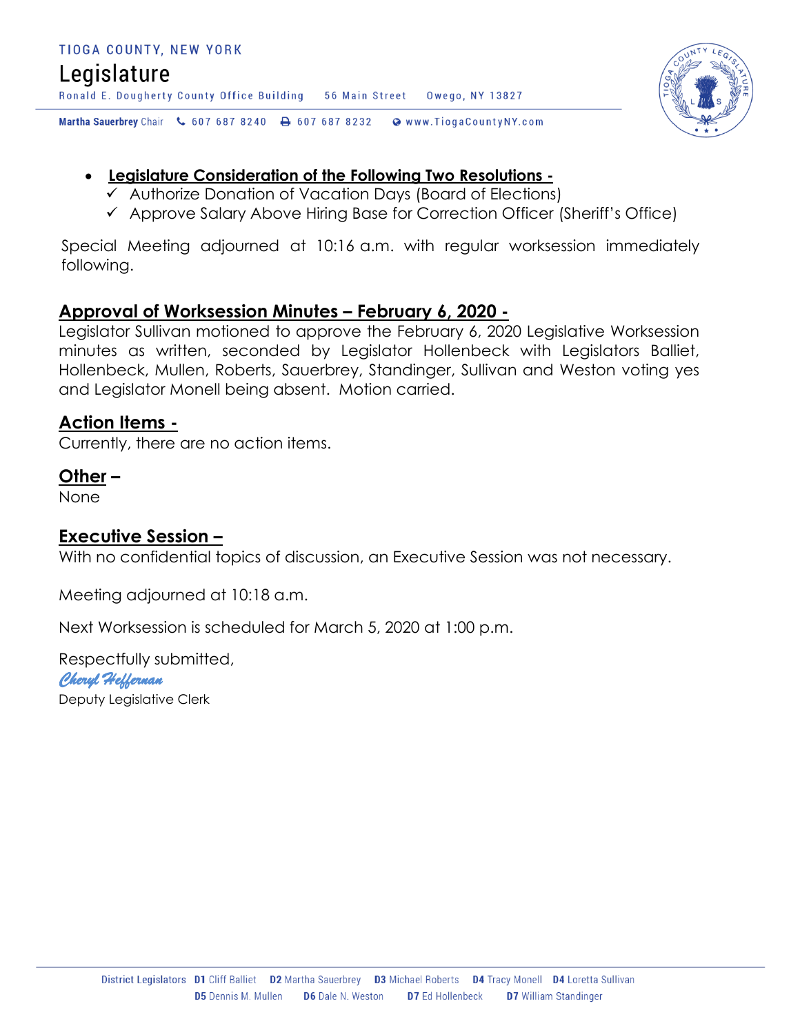- **Legislature Consideration of the Following Two Resolutions -**
  - ✓ Authorize Donation of Vacation Days (Board of Elections)
  - ✓ Approve Salary Above Hiring Base for Correction Officer (Sheriff's Office)

Special Meeting adjourned at 10:16 a.m. with regular worksession immediately following.

## Approval of Worksession Minutes – February 6, 2020 -

Legislator Sullivan motioned to approve the February 6, 2020 Legislative Worksession minutes as written, seconded by Legislator Hollenbeck with Legislators Balliet, Hollenbeck, Mullen, Roberts, Sauerbrey, Standinger, Sullivan and Weston voting yes and Legislator Monell being absent. Motion carried.

## Action Items -

Currently, there are no action items.

## Other –

None

## Executive Session –

With no confidential topics of discussion, an Executive Session was not necessary.

Meeting adjourned at 10:18 a.m.

Next Worksession is scheduled for March 5, 2020 at 1:00 p.m.

Respectfully submitted,

*Cheryl Heffernan*

Deputy Legislative Clerk